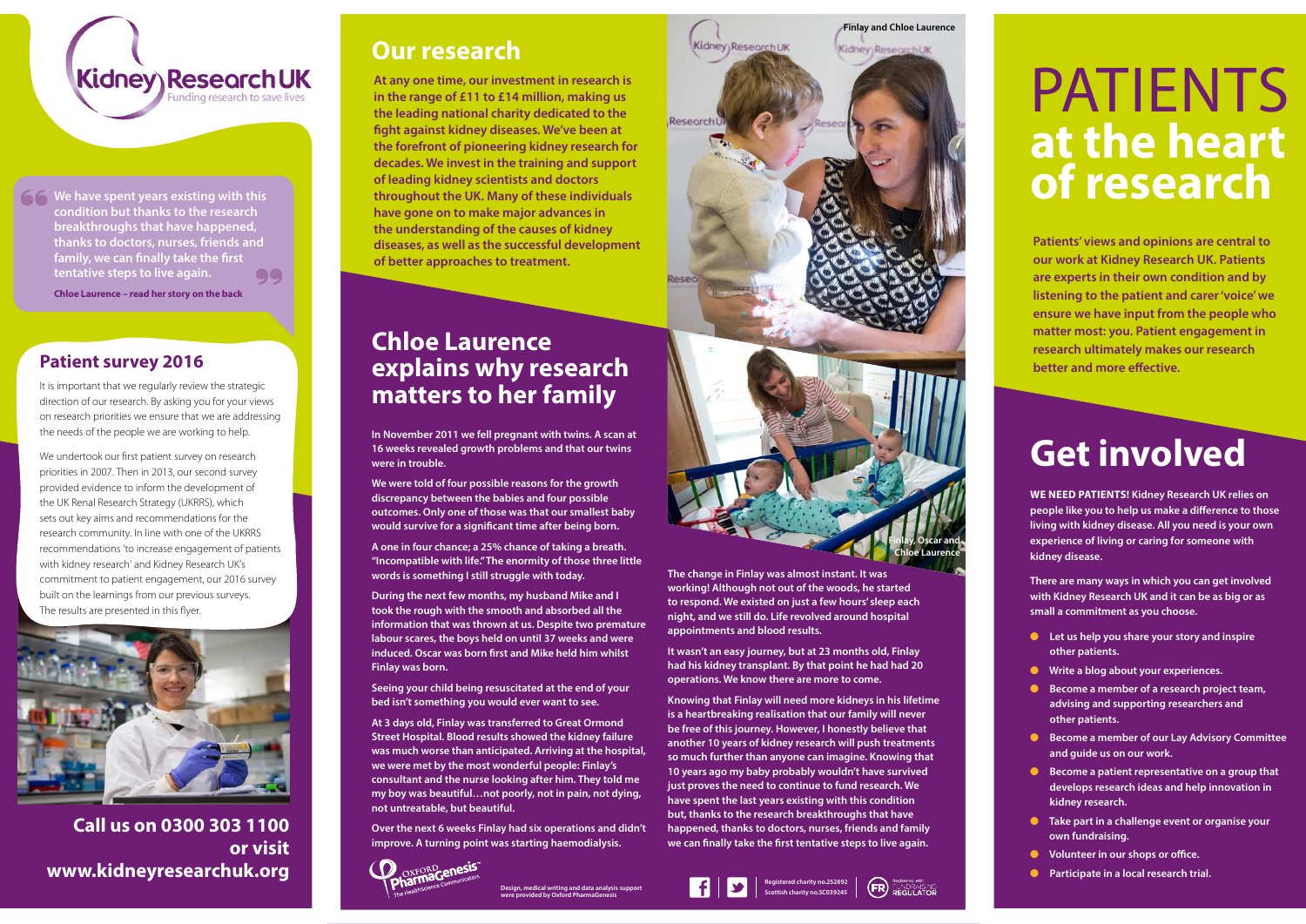Kidney Research UK
Funding research to save lives

> We have spent years existing with this condition but thanks to the research breakthroughs that have happened, thanks to doctors, nurses, friends and family, we can finally take the first tentative steps to live again.

**Chloe Laurence – read her story on the back**

## Patient survey 2016

It is important that we regularly review the strategic direction of our research. By asking you for your views on research priorities we ensure that we are addressing the needs of the people we are working to help.

We undertook our first patient survey on research priorities in 2007. Then in 2013, our second survey provided evidence to inform the development of the UK Renal Research Strategy (UKRRS), which sets out key aims and recommendations for the research community. In line with one of the UKRRS recommendations 'to increase engagement of patients with kidney research' and Kidney Research UK's commitment to patient engagement, our 2016 survey built on the learnings from our previous surveys. The results are presented in this flyer.

**Call us on 0300 303 1100 or visit www.kidneyresearchuk.org**

## Our research

**At any one time, our investment in research is in the range of £11 to £14 million, making us the leading national charity dedicated to the fight against kidney diseases. We've been at the forefront of pioneering kidney research for decades. We invest in the training and support of leading kidney scientists and doctors throughout the UK. Many of these individuals have gone on to make major advances in the understanding of the causes of kidney diseases, as well as the successful development of better approaches to treatment.**

## Chloe Laurence explains why research matters to her family

**In November 2011 we fell pregnant with twins. A scan at 16 weeks revealed growth problems and that our twins were in trouble.**

**We were told of four possible reasons for the growth discrepancy between the babies and four possible outcomes. Only one of those was that our smallest baby would survive for a significant time after being born.**

**A one in four chance; a 25% chance of taking a breath. "Incompatible with life." The enormity of those three little words is something I still struggle with today.**

**During the next few months, my husband Mike and I took the rough with the smooth and absorbed all the information that was thrown at us. Despite two premature labour scares, the boys held on until 37 weeks and were induced. Oscar was born first and Mike held him whilst Finlay was born.**

**Seeing your child being resuscitated at the end of your bed isn't something you would ever want to see.**

**At 3 days old, Finlay was transferred to Great Ormond Street Hospital. Blood results showed the kidney failure was much worse than anticipated. Arriving at the hospital, we were met by the most wonderful people: Finlay's consultant and the nurse looking after him. They told me my boy was beautiful…not poorly, not in pain, not dying, not untreatable, but beautiful.**

**Over the next 6 weeks Finlay had six operations and didn't improve. A turning point was starting haemodialysis.**

Finlay and Chloe Laurence

Finlay, Oscar and Chloe Laurence

**The change in Finlay was almost instant. It was working! Although not out of the woods, he started to respond. We existed on just a few hours' sleep each night, and we still do. Life revolved around hospital appointments and blood results.**

**It wasn't an easy journey, but at 23 months old, Finlay had his kidney transplant. By that point he had had 20 operations. We know there are more to come.**

**Knowing that Finlay will need more kidneys in his lifetime is a heartbreaking realisation that our family will never be free of this journey. However, I honestly believe that another 10 years of kidney research will push treatments so much further than anyone can imagine. Knowing that 10 years ago my baby probably wouldn't have survived just proves the need to continue to fund research. We have spent the last years existing with this condition but, thanks to the research breakthroughs that have happened, thanks to doctors, nurses, friends and family we can finally take the first tentative steps to live again.**

Oxford PharmaGenesis – The HealthScience Communicators

Design, medical writing and data analysis support were provided by Oxford PharmaGenesis

Registered charity no.252892
Scottish charity no.SC039245

Registered with FUNDRAISING REGULATOR

# PATIENTS at the heart of research

**Patients' views and opinions are central to our work at Kidney Research UK. Patients are experts in their own condition and by listening to the patient and carer 'voice' we ensure we have input from the people who matter most: you. Patient engagement in research ultimately makes our research better and more effective.**

## Get involved

**WE NEED PATIENTS! Kidney Research UK relies on people like you to help us make a difference to those living with kidney disease. All you need is your own experience of living or caring for someone with kidney disease.**

**There are many ways in which you can get involved with Kidney Research UK and it can be as big or as small a commitment as you choose.**

- **Let us help you share your story and inspire other patients.**
- **Write a blog about your experiences.**
- **Become a member of a research project team, advising and supporting researchers and other patients.**
- **Become a member of our Lay Advisory Committee and guide us on our work.**
- **Become a patient representative on a group that develops research ideas and help innovation in kidney research.**
- **Take part in a challenge event or organise your own fundraising.**
- **Volunteer in our shops or office.**
- **Participate in a local research trial.**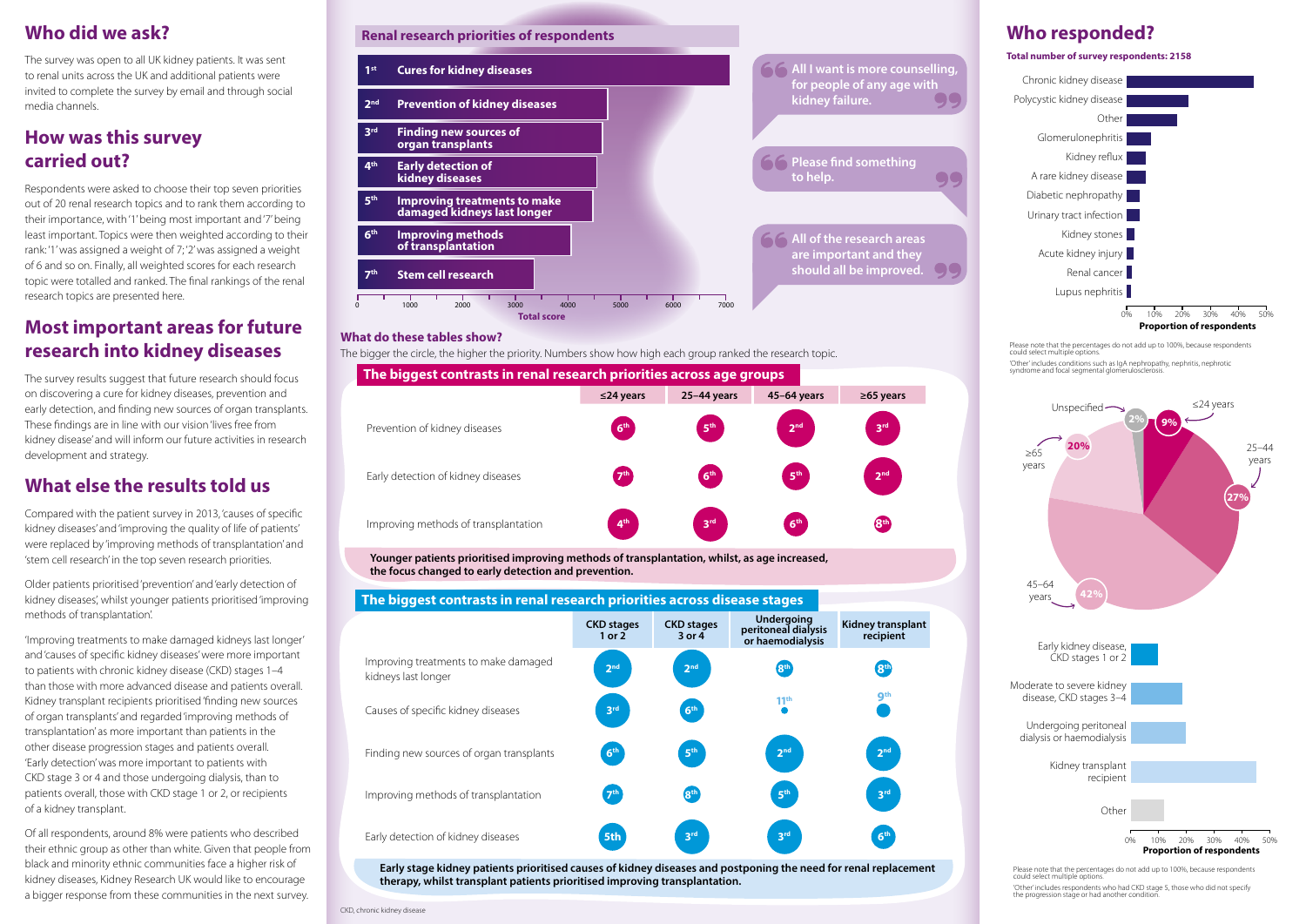## Who did we ask?

The survey was open to all UK kidney patients. It was sent to renal units across the UK and additional patients were invited to complete the survey by email and through social media channels.

## How was this survey carried out?

Respondents were asked to choose their top seven priorities out of 20 renal research topics and to rank them according to their importance, with '1' being most important and '7' being least important. Topics were then weighted according to their rank: '1' was assigned a weight of 7; '2' was assigned a weight of 6 and so on. Finally, all weighted scores for each research topic were totalled and ranked. The final rankings of the renal research topics are presented here.

## Most important areas for future research into kidney diseases

The survey results suggest that future research should focus on discovering a cure for kidney diseases, prevention and early detection, and finding new sources of organ transplants. These findings are in line with our vision 'lives free from kidney disease' and will inform our future activities in research development and strategy.

## What else the results told us

Compared with the patient survey in 2013, 'causes of specific kidney diseases' and 'improving the quality of life of patients' were replaced by 'improving methods of transplantation' and 'stem cell research' in the top seven research priorities.

Older patients prioritised 'prevention' and 'early detection of kidney diseases', whilst younger patients prioritised 'improving methods of transplantation'.

'Improving treatments to make damaged kidneys last longer' and 'causes of specific kidney diseases' were more important to patients with chronic kidney disease (CKD) stages 1–4 than those with more advanced disease and patients overall. Kidney transplant recipients prioritised 'finding new sources of organ transplants' and regarded 'improving methods of transplantation' as more important than patients in the other disease progression stages and patients overall. 'Early detection' was more important to patients with CKD stage 3 or 4 and those undergoing dialysis, than to patients overall, those with CKD stage 1 or 2, or recipients of a kidney transplant.

Of all respondents, around 8% were patients who described their ethnic group as other than white. Given that people from black and minority ethnic communities face a higher risk of kidney diseases, Kidney Research UK would like to encourage a bigger response from these communities in the next survey.

### Renal research priorities of respondents

1st Cures for kidney diseases
2nd Prevention of kidney diseases
3rd Finding new sources of organ transplants
4th Early detection of kidney diseases
5th Improving treatments to make damaged kidneys last longer
6th Improving methods of transplantation
7th Stem cell research

0 1000 2000 3000 4000 5000 6000 7000
Total score

"All I want is more counselling, for people of any age with kidney failure."

"Please find something to help."

"All of the research areas are important and they should all be improved."

### What do these tables show?

The bigger the circle, the higher the priority. Numbers show how high each group ranked the research topic.

### The biggest contrasts in renal research priorities across age groups

| | ≤24 years | 25–44 years | 45–64 years | ≥65 years |
|---|---|---|---|---|
| Prevention of kidney diseases | 6th | 5th | 2nd | 3rd |
| Early detection of kidney diseases | 7th | 6th | 5th | 2nd |
| Improving methods of transplantation | 4th | 3rd | 6th | 8th |

**Younger patients prioritised improving methods of transplantation, whilst, as age increased, the focus changed to early detection and prevention.**

### The biggest contrasts in renal research priorities across disease stages

| | CKD stages 1 or 2 | CKD stages 3 or 4 | Undergoing peritoneal dialysis or haemodialysis | Kidney transplant recipient |
|---|---|---|---|---|
| Improving treatments to make damaged kidneys last longer | 2nd | 2nd | 8th | 8th |
| Causes of specific kidney diseases | 3rd | 6th | 11th | 9th |
| Finding new sources of organ transplants | 6th | 5th | 2nd | 2nd |
| Improving methods of transplantation | 7th | 8th | 5th | 3rd |
| Early detection of kidney diseases | 5th | 3rd | 3rd | 6th |

**Early stage kidney patients prioritised causes of kidney diseases and postponing the need for renal replacement therapy, whilst transplant patients prioritised improving transplantation.**

CKD, chronic kidney disease

## Who responded?

**Total number of survey respondents: 2158**

Chronic kidney disease
Polycystic kidney disease
Other
Glomerulonephritis
Kidney reflux
A rare kidney disease
Diabetic nephropathy
Urinary tract infection
Kidney stones
Acute kidney injury
Renal cancer
Lupus nephritis

0% 10% 20% 30% 40% 50%
**Proportion of respondents**

Please note that the percentages do not add up to 100%, because respondents could select multiple options.

'Other' includes conditions such as IgA nephropathy, nephritis, nephrotic syndrome and focal segmental glomerulosclerosis.

Unspecified 2%
≤24 years 9%
25–44 years 27%
45–64 years 42%
≥65 years 20%

Early kidney disease, CKD stages 1 or 2
Moderate to severe kidney disease, CKD stages 3–4
Undergoing peritoneal dialysis or haemodialysis
Kidney transplant recipient
Other

0% 10% 20% 30% 40% 50%
**Proportion of respondents**

Please note that the percentages do not add up to 100%, because respondents could select multiple options.

'Other' includes respondents who had CKD stage 5, those who did not specify the progression stage or had another condition.